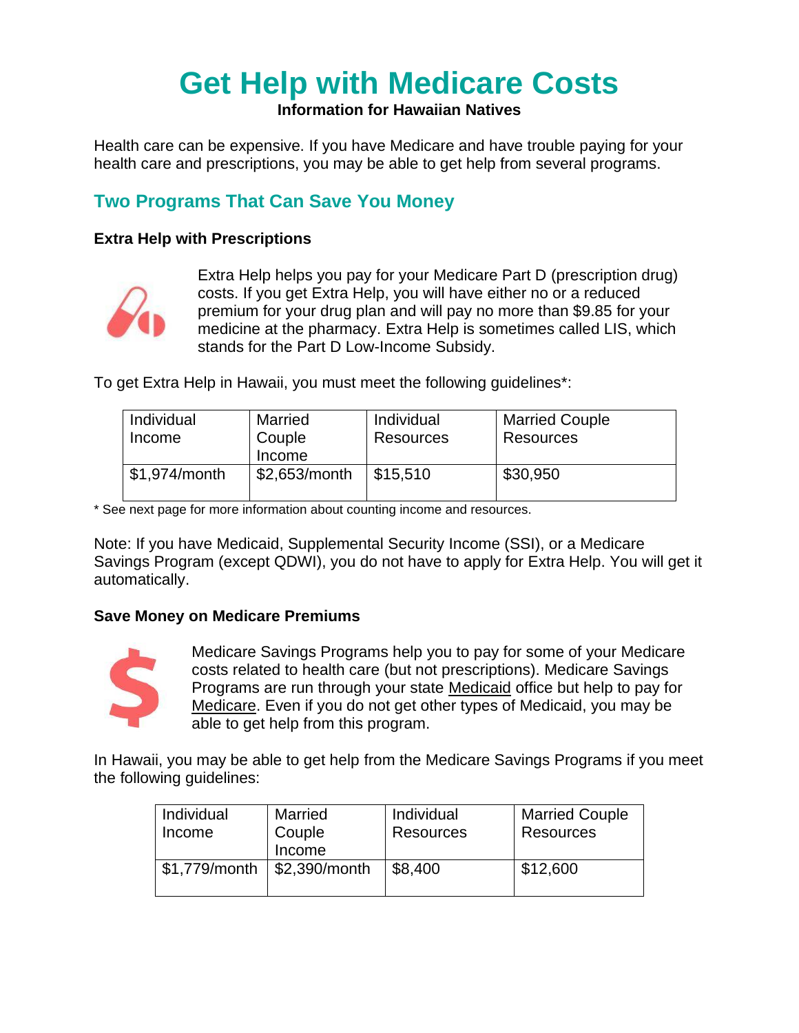# Get Help with Medicare Costs

**Information for Hawaiian Natives**

Health care can be expensive. If you have Medicare and have trouble paying for your health care and prescriptions, you may be able to get help from several programs.

## Two Programs That Can Save You Money

### Extra Help with Prescriptions

Extra Help helps you pay for your Medicare Part D (prescription drug) costs. If you get Extra Help, you will have either no or a reduced premium for your drug plan and will pay no more than $9.85 for your medicine at the pharmacy. Extra Help is sometimes called LIS, which stands for the Part D Low-Income Subsidy.

To get Extra Help in Hawaii, you must meet the following guidelines*:

| Individual Income | Married Couple Income | Individual Resources | Married Couple Resources |
|---|---|---|---|
| $1,974/month | $2,653/month | $15,510 | $30,950 |

* See next page for more information about counting income and resources.

Note: If you have Medicaid, Supplemental Security Income (SSI), or a Medicare Savings Program (except QDWI), you do not have to apply for Extra Help. You will get it automatically.

### Save Money on Medicare Premiums

Medicare Savings Programs help you to pay for some of your Medicare costs related to health care (but not prescriptions). Medicare Savings Programs are run through your state Medicaid office but help to pay for Medicare. Even if you do not get other types of Medicaid, you may be able to get help from this program.

In Hawaii, you may be able to get help from the Medicare Savings Programs if you meet the following guidelines:

| Individual Income | Married Couple Income | Individual Resources | Married Couple Resources |
|---|---|---|---|
| $1,779/month | $2,390/month | $8,400 | $12,600 |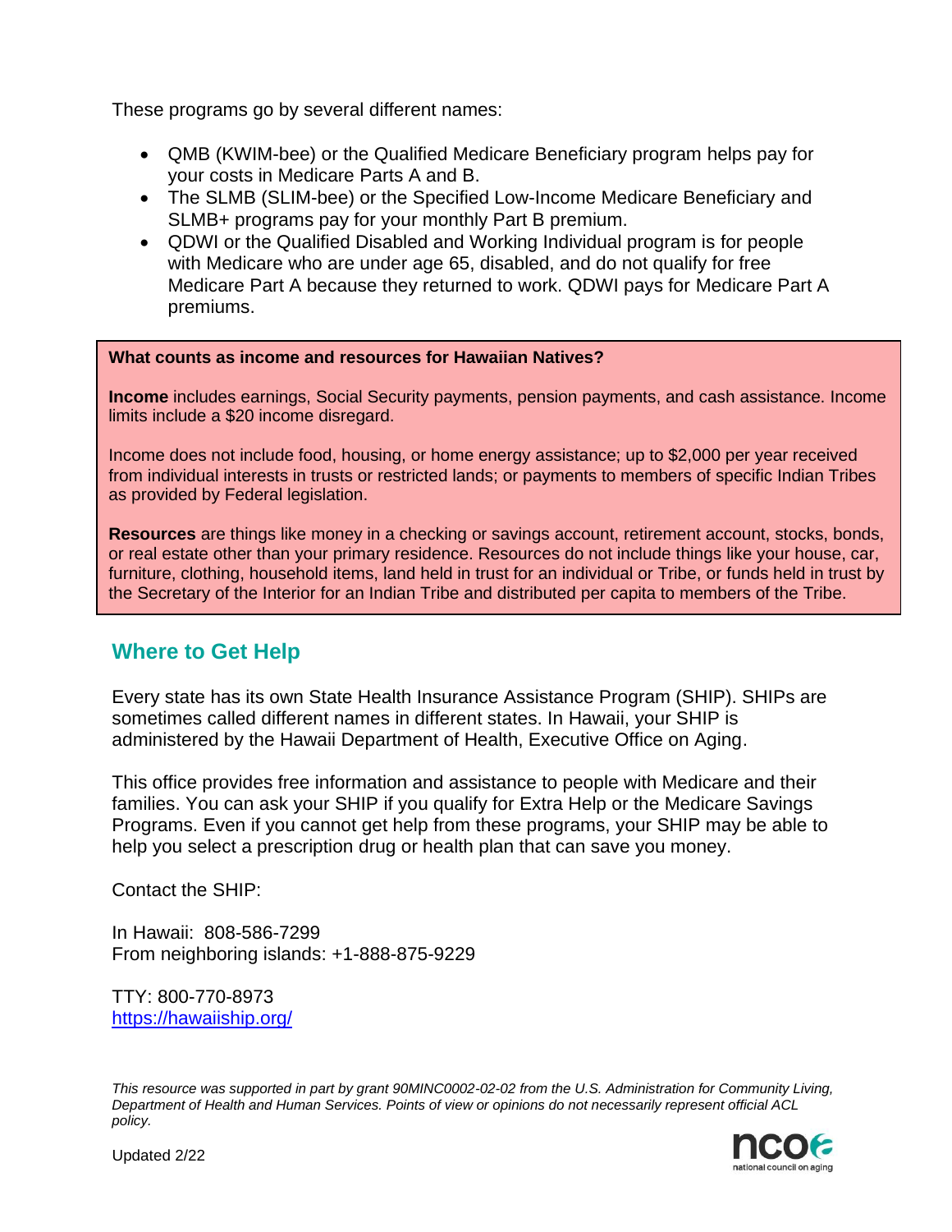These programs go by several different names:

- QMB (KWIM-bee) or the Qualified Medicare Beneficiary program helps pay for your costs in Medicare Parts A and B.
- The SLMB (SLIM-bee) or the Specified Low-Income Medicare Beneficiary and SLMB+ programs pay for your monthly Part B premium.
- QDWI or the Qualified Disabled and Working Individual program is for people with Medicare who are under age 65, disabled, and do not qualify for free Medicare Part A because they returned to work. QDWI pays for Medicare Part A premiums.

**What counts as income and resources for Hawaiian Natives?**

**Income** includes earnings, Social Security payments, pension payments, and cash assistance. Income limits include a $20 income disregard.

Income does not include food, housing, or home energy assistance; up to $2,000 per year received from individual interests in trusts or restricted lands; or payments to members of specific Indian Tribes as provided by Federal legislation.

**Resources** are things like money in a checking or savings account, retirement account, stocks, bonds, or real estate other than your primary residence. Resources do not include things like your house, car, furniture, clothing, household items, land held in trust for an individual or Tribe, or funds held in trust by the Secretary of the Interior for an Indian Tribe and distributed per capita to members of the Tribe.

## Where to Get Help

Every state has its own State Health Insurance Assistance Program (SHIP). SHIPs are sometimes called different names in different states. In Hawaii, your SHIP is administered by the Hawaii Department of Health, Executive Office on Aging.

This office provides free information and assistance to people with Medicare and their families. You can ask your SHIP if you qualify for Extra Help or the Medicare Savings Programs. Even if you cannot get help from these programs, your SHIP may be able to help you select a prescription drug or health plan that can save you money.

Contact the SHIP:

In Hawaii: 808-586-7299
From neighboring islands: +1-888-875-9229

TTY: 800-770-8973
[https://hawaiiship.org/](https://hawaiiship.org/)

*This resource was supported in part by grant 90MINC0002-02-02 from the U.S. Administration for Community Living, Department of Health and Human Services. Points of view or opinions do not necessarily represent official ACL policy.*

Updated 2/22

ncoa national council on aging